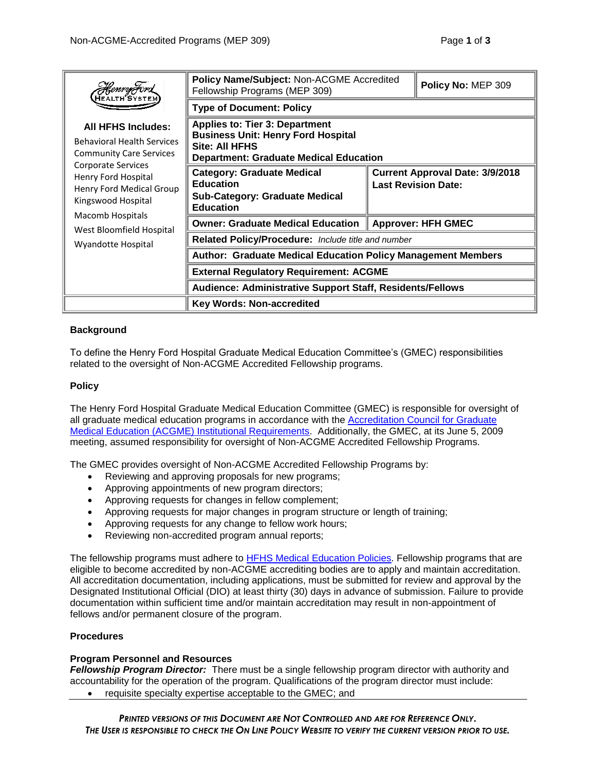| Henry Ford Health System | Policy Name/Subject: Non-ACGME Accredited Fellowship Programs (MEP 309) | | Policy No: MEP 309 |
|---|---|---|---|
| | **Type of Document: Policy** | | |
| **All HFHS Includes:** Behavioral Health Services, Community Care Services, Corporate Services, Henry Ford Hospital, Henry Ford Medical Group, Kingswood Hospital, Macomb Hospitals, West Bloomfield Hospital, Wyandotte Hospital | **Applies to: Tier 3: Department**<br>**Business Unit: Henry Ford Hospital**<br>**Site: All HFHS**<br>**Department: Graduate Medical Education** | | |
| | **Category: Graduate Medical Education**<br>**Sub-Category: Graduate Medical Education** | **Current Approval Date: 3/9/2018**<br>**Last Revision Date:** | |
| | **Owner: Graduate Medical Education** | **Approver: HFH GMEC** | |
| | **Related Policy/Procedure:** *Include title and number* | | |
| | **Author: Graduate Medical Education Policy Management Members** | | |
| | **External Regulatory Requirement: ACGME** | | |
| | **Audience: Administrative Support Staff, Residents/Fellows** | | |
| | **Key Words: Non-accredited** | | |

**Background**

To define the Henry Ford Hospital Graduate Medical Education Committee's (GMEC) responsibilities related to the oversight of Non-ACGME Accredited Fellowship programs.

**Policy**

The Henry Ford Hospital Graduate Medical Education Committee (GMEC) is responsible for oversight of all graduate medical education programs in accordance with the Accreditation Council for Graduate Medical Education (ACGME) Institutional Requirements. Additionally, the GMEC, at its June 5, 2009 meeting, assumed responsibility for oversight of Non-ACGME Accredited Fellowship Programs.

The GMEC provides oversight of Non-ACGME Accredited Fellowship Programs by:

- Reviewing and approving proposals for new programs;
- Approving appointments of new program directors;
- Approving requests for changes in fellow complement;
- Approving requests for major changes in program structure or length of training;
- Approving requests for any change to fellow work hours;
- Reviewing non-accredited program annual reports;

The fellowship programs must adhere to HFHS Medical Education Policies. Fellowship programs that are eligible to become accredited by non-ACGME accrediting bodies are to apply and maintain accreditation. All accreditation documentation, including applications, must be submitted for review and approval by the Designated Institutional Official (DIO) at least thirty (30) days in advance of submission. Failure to provide documentation within sufficient time and/or maintain accreditation may result in non-appointment of fellows and/or permanent closure of the program.

**Procedures**

**Program Personnel and Resources**

***Fellowship Program Director:*** There must be a single fellowship program director with authority and accountability for the operation of the program. Qualifications of the program director must include:

- requisite specialty expertise acceptable to the GMEC; and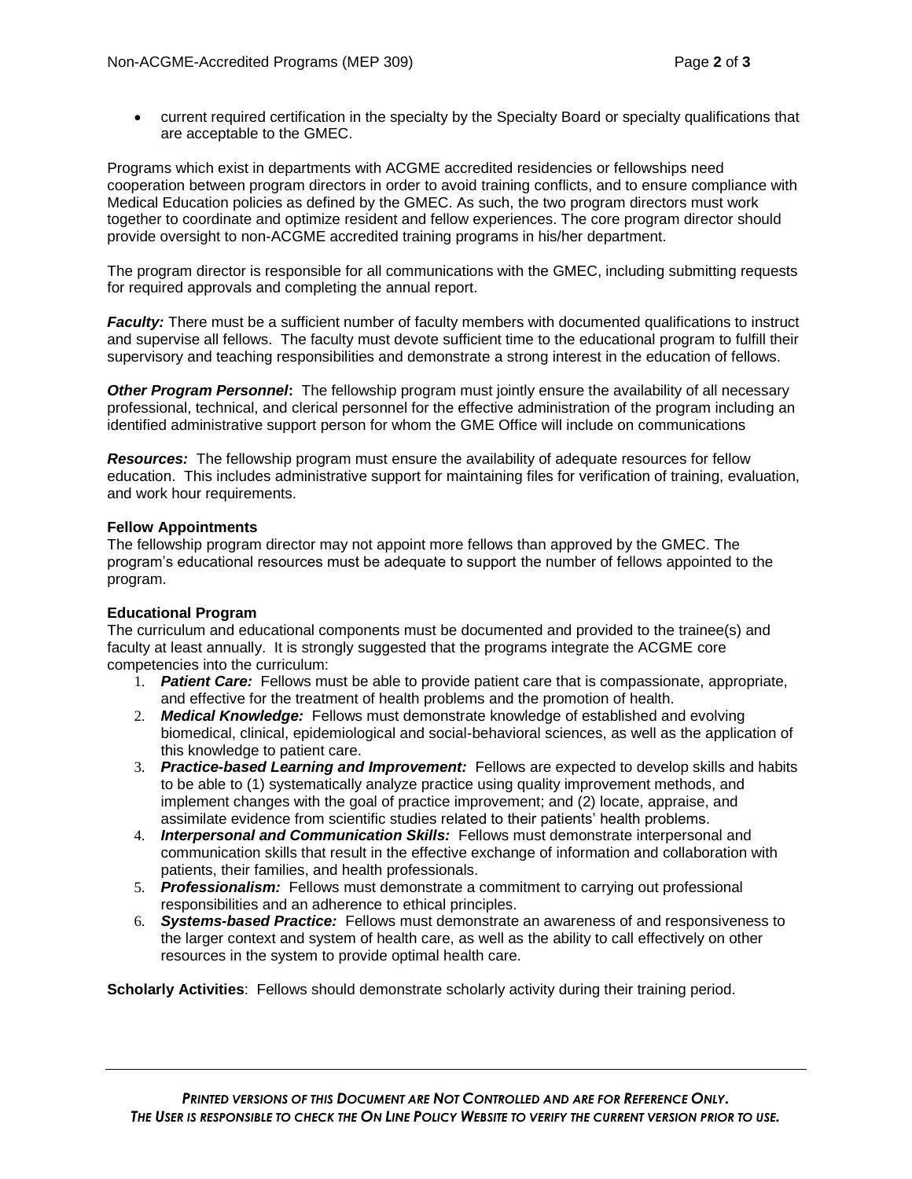- current required certification in the specialty by the Specialty Board or specialty qualifications that are acceptable to the GMEC.

Programs which exist in departments with ACGME accredited residencies or fellowships need cooperation between program directors in order to avoid training conflicts, and to ensure compliance with Medical Education policies as defined by the GMEC. As such, the two program directors must work together to coordinate and optimize resident and fellow experiences. The core program director should provide oversight to non-ACGME accredited training programs in his/her department.

The program director is responsible for all communications with the GMEC, including submitting requests for required approvals and completing the annual report.

***Faculty:*** There must be a sufficient number of faculty members with documented qualifications to instruct and supervise all fellows. The faculty must devote sufficient time to the educational program to fulfill their supervisory and teaching responsibilities and demonstrate a strong interest in the education of fellows.

***Other Program Personnel*:** The fellowship program must jointly ensure the availability of all necessary professional, technical, and clerical personnel for the effective administration of the program including an identified administrative support person for whom the GME Office will include on communications

***Resources:*** The fellowship program must ensure the availability of adequate resources for fellow education. This includes administrative support for maintaining files for verification of training, evaluation, and work hour requirements.

**Fellow Appointments**

The fellowship program director may not appoint more fellows than approved by the GMEC. The program's educational resources must be adequate to support the number of fellows appointed to the program.

**Educational Program**

The curriculum and educational components must be documented and provided to the trainee(s) and faculty at least annually. It is strongly suggested that the programs integrate the ACGME core competencies into the curriculum:

1. ***Patient Care:*** Fellows must be able to provide patient care that is compassionate, appropriate, and effective for the treatment of health problems and the promotion of health.
2. ***Medical Knowledge:*** Fellows must demonstrate knowledge of established and evolving biomedical, clinical, epidemiological and social-behavioral sciences, as well as the application of this knowledge to patient care.
3. ***Practice-based Learning and Improvement:*** Fellows are expected to develop skills and habits to be able to (1) systematically analyze practice using quality improvement methods, and implement changes with the goal of practice improvement; and (2) locate, appraise, and assimilate evidence from scientific studies related to their patients' health problems.
4. ***Interpersonal and Communication Skills:*** Fellows must demonstrate interpersonal and communication skills that result in the effective exchange of information and collaboration with patients, their families, and health professionals.
5. ***Professionalism:*** Fellows must demonstrate a commitment to carrying out professional responsibilities and an adherence to ethical principles.
6. ***Systems-based Practice:*** Fellows must demonstrate an awareness of and responsiveness to the larger context and system of health care, as well as the ability to call effectively on other resources in the system to provide optimal health care.

**Scholarly Activities**: Fellows should demonstrate scholarly activity during their training period.

*PRINTED VERSIONS OF THIS DOCUMENT ARE NOT CONTROLLED AND ARE FOR REFERENCE ONLY.*
*THE USER IS RESPONSIBLE TO CHECK THE ON LINE POLICY WEBSITE TO VERIFY THE CURRENT VERSION PRIOR TO USE.*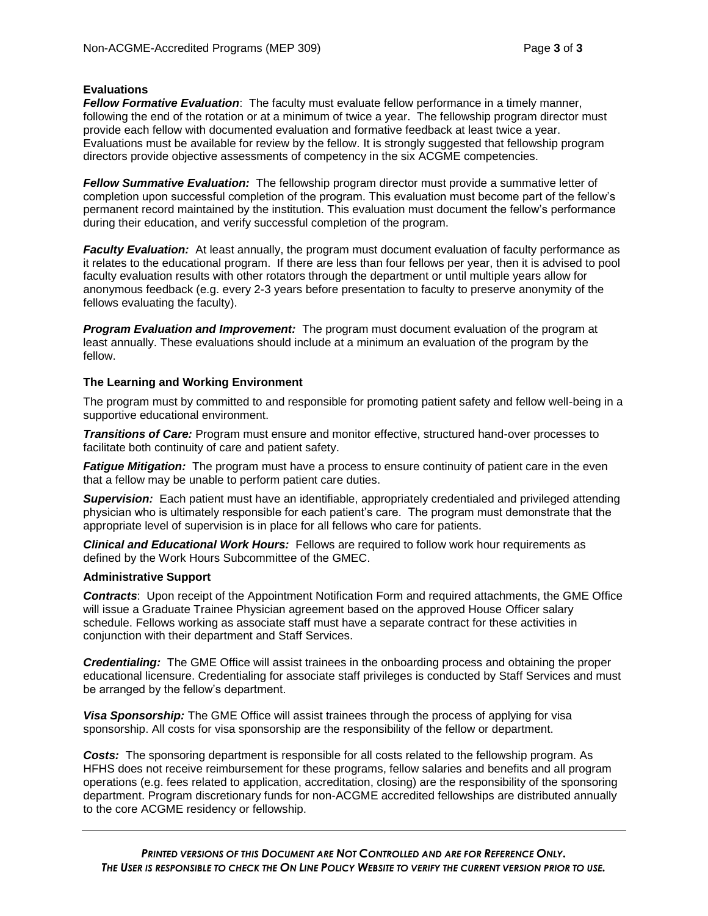**Evaluations**

***Fellow Formative Evaluation***: The faculty must evaluate fellow performance in a timely manner, following the end of the rotation or at a minimum of twice a year. The fellowship program director must provide each fellow with documented evaluation and formative feedback at least twice a year. Evaluations must be available for review by the fellow. It is strongly suggested that fellowship program directors provide objective assessments of competency in the six ACGME competencies.

***Fellow Summative Evaluation:*** The fellowship program director must provide a summative letter of completion upon successful completion of the program. This evaluation must become part of the fellow's permanent record maintained by the institution. This evaluation must document the fellow's performance during their education, and verify successful completion of the program.

***Faculty Evaluation:*** At least annually, the program must document evaluation of faculty performance as it relates to the educational program. If there are less than four fellows per year, then it is advised to pool faculty evaluation results with other rotators through the department or until multiple years allow for anonymous feedback (e.g. every 2-3 years before presentation to faculty to preserve anonymity of the fellows evaluating the faculty).

***Program Evaluation and Improvement:*** The program must document evaluation of the program at least annually. These evaluations should include at a minimum an evaluation of the program by the fellow.

**The Learning and Working Environment**

The program must by committed to and responsible for promoting patient safety and fellow well-being in a supportive educational environment.

***Transitions of Care:*** Program must ensure and monitor effective, structured hand-over processes to facilitate both continuity of care and patient safety.

***Fatigue Mitigation:*** The program must have a process to ensure continuity of patient care in the even that a fellow may be unable to perform patient care duties.

***Supervision:*** Each patient must have an identifiable, appropriately credentialed and privileged attending physician who is ultimately responsible for each patient's care. The program must demonstrate that the appropriate level of supervision is in place for all fellows who care for patients.

***Clinical and Educational Work Hours:*** Fellows are required to follow work hour requirements as defined by the Work Hours Subcommittee of the GMEC.

**Administrative Support**

***Contracts***: Upon receipt of the Appointment Notification Form and required attachments, the GME Office will issue a Graduate Trainee Physician agreement based on the approved House Officer salary schedule. Fellows working as associate staff must have a separate contract for these activities in conjunction with their department and Staff Services.

***Credentialing:*** The GME Office will assist trainees in the onboarding process and obtaining the proper educational licensure. Credentialing for associate staff privileges is conducted by Staff Services and must be arranged by the fellow's department.

***Visa Sponsorship:*** The GME Office will assist trainees through the process of applying for visa sponsorship. All costs for visa sponsorship are the responsibility of the fellow or department.

***Costs:*** The sponsoring department is responsible for all costs related to the fellowship program. As HFHS does not receive reimbursement for these programs, fellow salaries and benefits and all program operations (e.g. fees related to application, accreditation, closing) are the responsibility of the sponsoring department. Program discretionary funds for non-ACGME accredited fellowships are distributed annually to the core ACGME residency or fellowship.